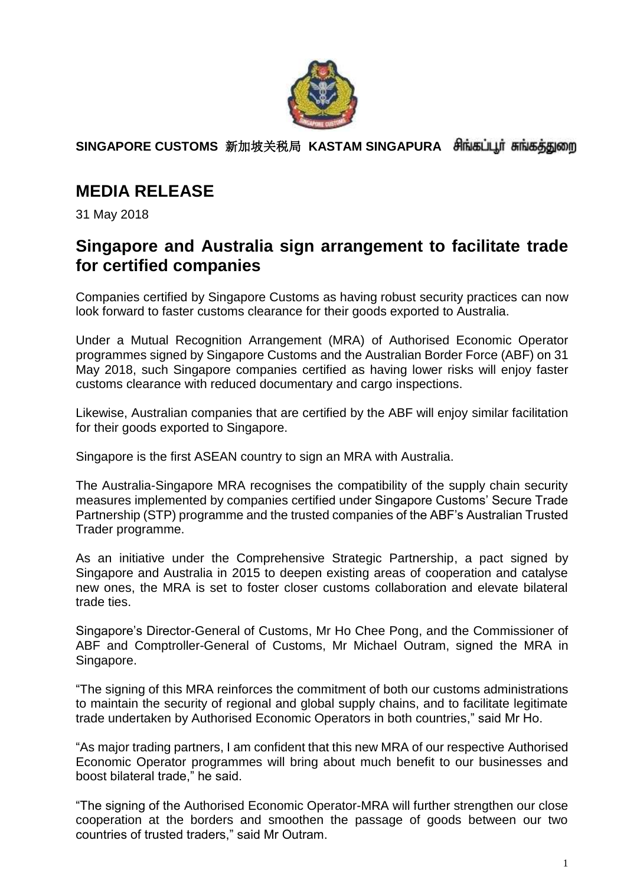**SINGAPORE CUSTOMS 新加坡关税局 KASTAM SINGAPURA சிங்கப்பூர் சுங்கத்துறை**

# MEDIA RELEASE

31 May 2018

## Singapore and Australia sign arrangement to facilitate trade for certified companies

Companies certified by Singapore Customs as having robust security practices can now look forward to faster customs clearance for their goods exported to Australia.

Under a Mutual Recognition Arrangement (MRA) of Authorised Economic Operator programmes signed by Singapore Customs and the Australian Border Force (ABF) on 31 May 2018, such Singapore companies certified as having lower risks will enjoy faster customs clearance with reduced documentary and cargo inspections.

Likewise, Australian companies that are certified by the ABF will enjoy similar facilitation for their goods exported to Singapore.

Singapore is the first ASEAN country to sign an MRA with Australia.

The Australia-Singapore MRA recognises the compatibility of the supply chain security measures implemented by companies certified under Singapore Customs' Secure Trade Partnership (STP) programme and the trusted companies of the ABF's Australian Trusted Trader programme.

As an initiative under the Comprehensive Strategic Partnership, a pact signed by Singapore and Australia in 2015 to deepen existing areas of cooperation and catalyse new ones, the MRA is set to foster closer customs collaboration and elevate bilateral trade ties.

Singapore's Director-General of Customs, Mr Ho Chee Pong, and the Commissioner of ABF and Comptroller-General of Customs, Mr Michael Outram, signed the MRA in Singapore.

"The signing of this MRA reinforces the commitment of both our customs administrations to maintain the security of regional and global supply chains, and to facilitate legitimate trade undertaken by Authorised Economic Operators in both countries," said Mr Ho.

"As major trading partners, I am confident that this new MRA of our respective Authorised Economic Operator programmes will bring about much benefit to our businesses and boost bilateral trade," he said.

"The signing of the Authorised Economic Operator-MRA will further strengthen our close cooperation at the borders and smoothen the passage of goods between our two countries of trusted traders," said Mr Outram.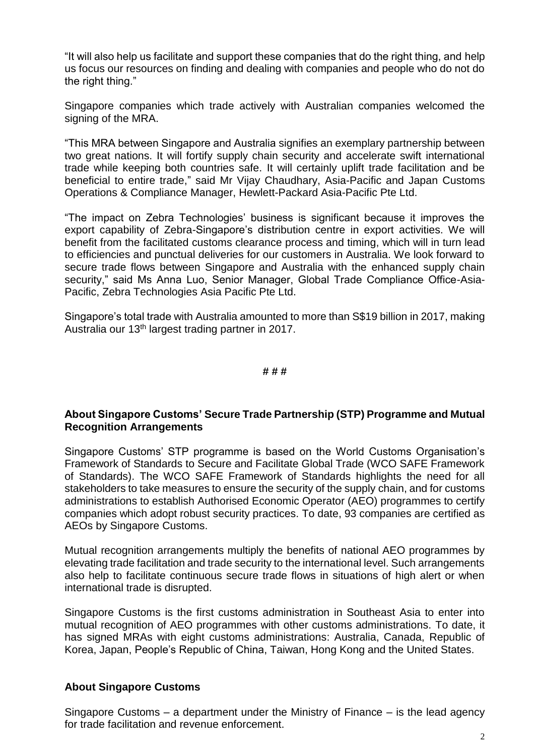"It will also help us facilitate and support these companies that do the right thing, and help us focus our resources on finding and dealing with companies and people who do not do the right thing."

Singapore companies which trade actively with Australian companies welcomed the signing of the MRA.

"This MRA between Singapore and Australia signifies an exemplary partnership between two great nations. It will fortify supply chain security and accelerate swift international trade while keeping both countries safe. It will certainly uplift trade facilitation and be beneficial to entire trade," said Mr Vijay Chaudhary, Asia-Pacific and Japan Customs Operations & Compliance Manager, Hewlett-Packard Asia-Pacific Pte Ltd.

"The impact on Zebra Technologies' business is significant because it improves the export capability of Zebra-Singapore's distribution centre in export activities. We will benefit from the facilitated customs clearance process and timing, which will in turn lead to efficiencies and punctual deliveries for our customers in Australia. We look forward to secure trade flows between Singapore and Australia with the enhanced supply chain security," said Ms Anna Luo, Senior Manager, Global Trade Compliance Office-Asia-Pacific, Zebra Technologies Asia Pacific Pte Ltd.

Singapore's total trade with Australia amounted to more than S$19 billion in 2017, making Australia our 13th largest trading partner in 2017.

# # #

**About Singapore Customs' Secure Trade Partnership (STP) Programme and Mutual Recognition Arrangements**

Singapore Customs' STP programme is based on the World Customs Organisation's Framework of Standards to Secure and Facilitate Global Trade (WCO SAFE Framework of Standards). The WCO SAFE Framework of Standards highlights the need for all stakeholders to take measures to ensure the security of the supply chain, and for customs administrations to establish Authorised Economic Operator (AEO) programmes to certify companies which adopt robust security practices. To date, 93 companies are certified as AEOs by Singapore Customs.

Mutual recognition arrangements multiply the benefits of national AEO programmes by elevating trade facilitation and trade security to the international level. Such arrangements also help to facilitate continuous secure trade flows in situations of high alert or when international trade is disrupted.

Singapore Customs is the first customs administration in Southeast Asia to enter into mutual recognition of AEO programmes with other customs administrations. To date, it has signed MRAs with eight customs administrations: Australia, Canada, Republic of Korea, Japan, People's Republic of China, Taiwan, Hong Kong and the United States.

**About Singapore Customs**

Singapore Customs – a department under the Ministry of Finance – is the lead agency for trade facilitation and revenue enforcement.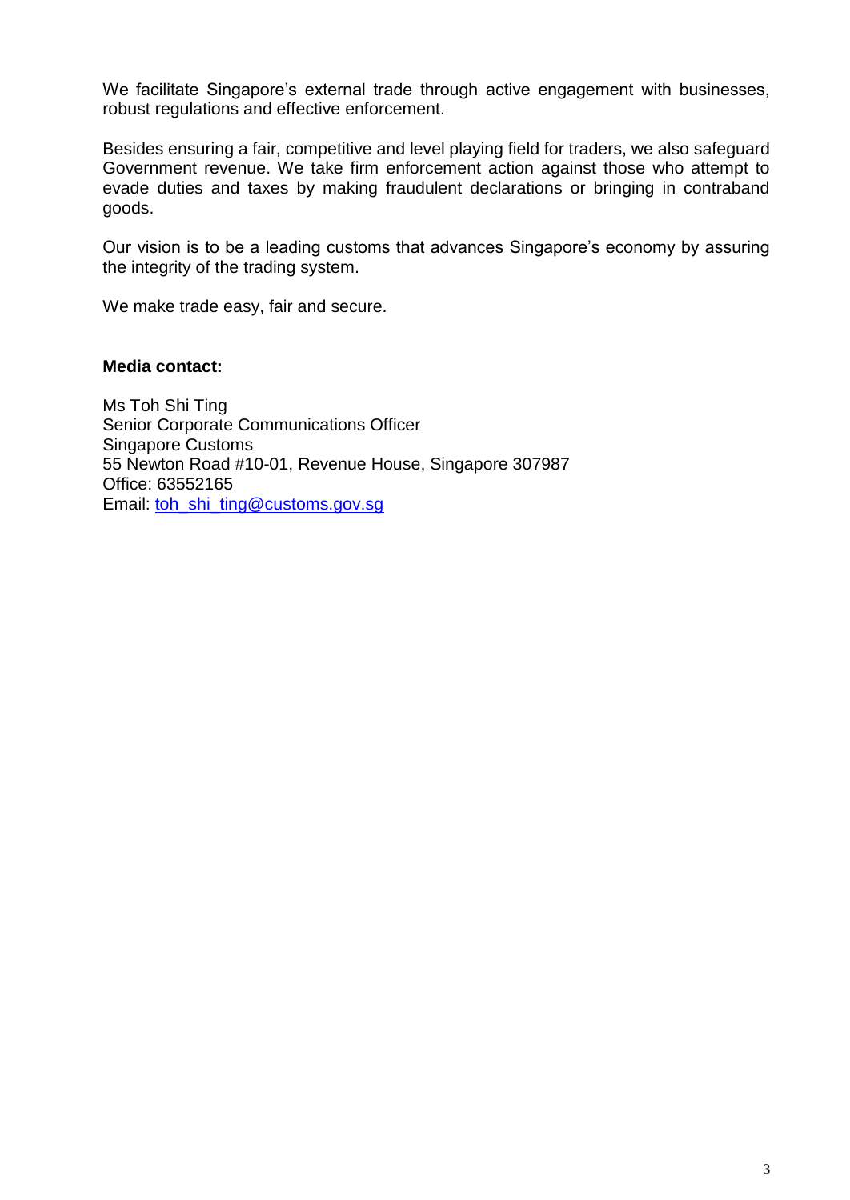We facilitate Singapore's external trade through active engagement with businesses, robust regulations and effective enforcement.

Besides ensuring a fair, competitive and level playing field for traders, we also safeguard Government revenue. We take firm enforcement action against those who attempt to evade duties and taxes by making fraudulent declarations or bringing in contraband goods.

Our vision is to be a leading customs that advances Singapore's economy by assuring the integrity of the trading system.

We make trade easy, fair and secure.

**Media contact:**

Ms Toh Shi Ting  
Senior Corporate Communications Officer  
Singapore Customs  
55 Newton Road #10-01, Revenue House, Singapore 307987  
Office: 63552165  
Email: toh_shi_ting@customs.gov.sg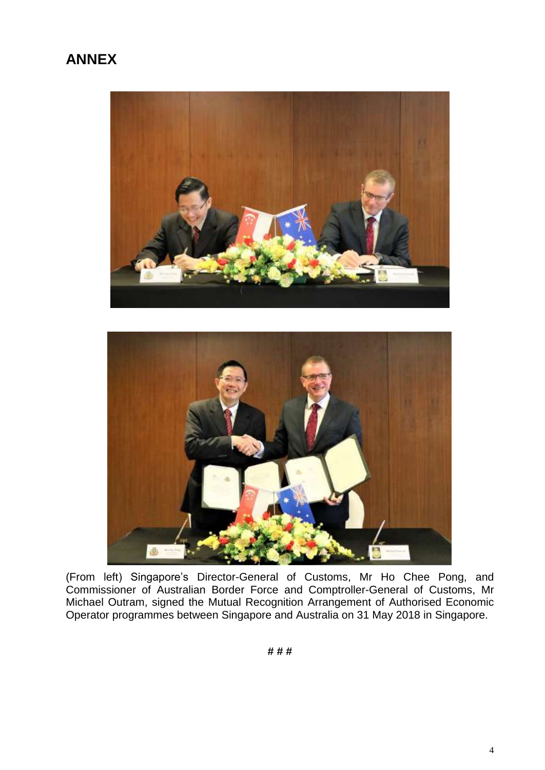## ANNEX

(From left) Singapore's Director-General of Customs, Mr Ho Chee Pong, and Commissioner of Australian Border Force and Comptroller-General of Customs, Mr Michael Outram, signed the Mutual Recognition Arrangement of Authorised Economic Operator programmes between Singapore and Australia on 31 May 2018 in Singapore.

# # #